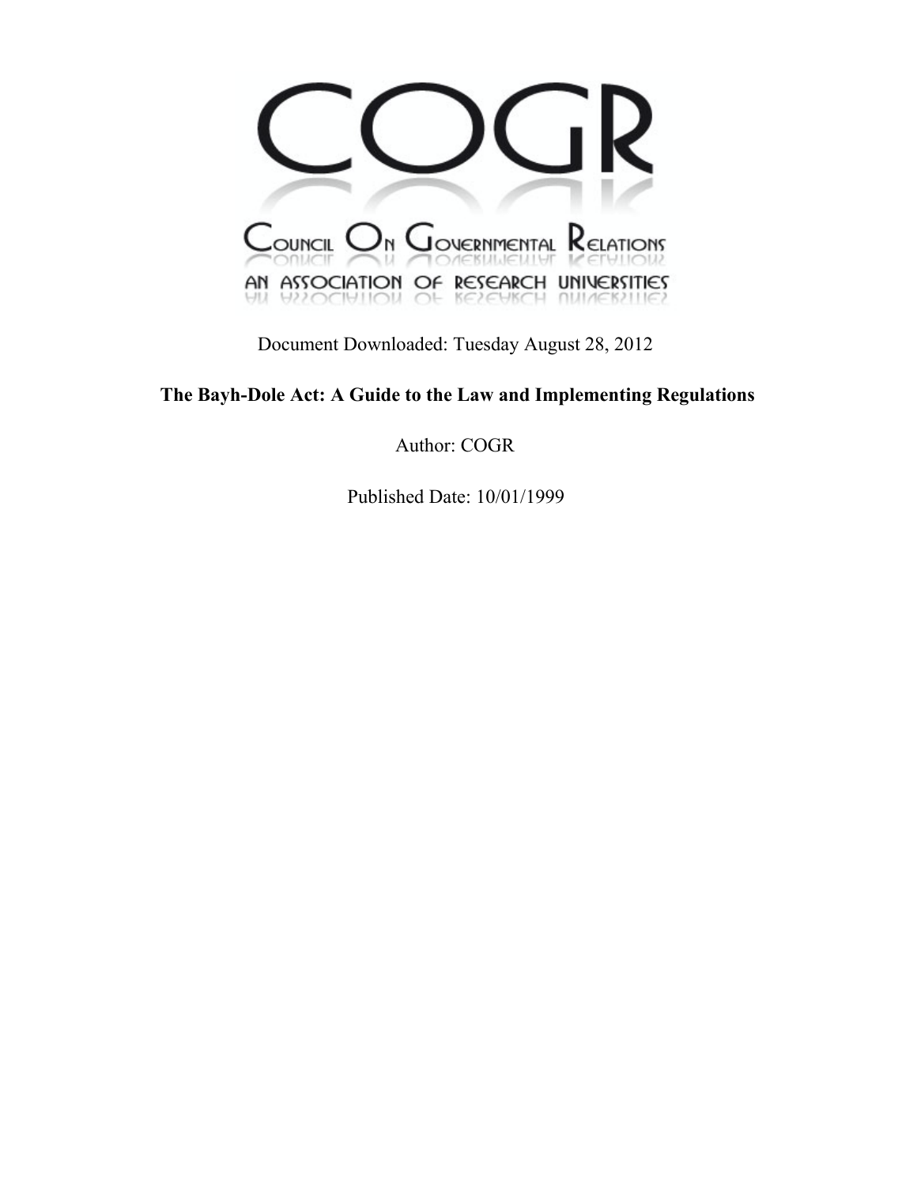# COGR

COUNCIL ON GOVERNMENTAL RELATIONS

AN ASSOCIATION OF RESEARCH UNIVERSITIES

Document Downloaded: Tuesday August 28, 2012

**The Bayh-Dole Act: A Guide to the Law and Implementing Regulations**

Author: COGR

Published Date: 10/01/1999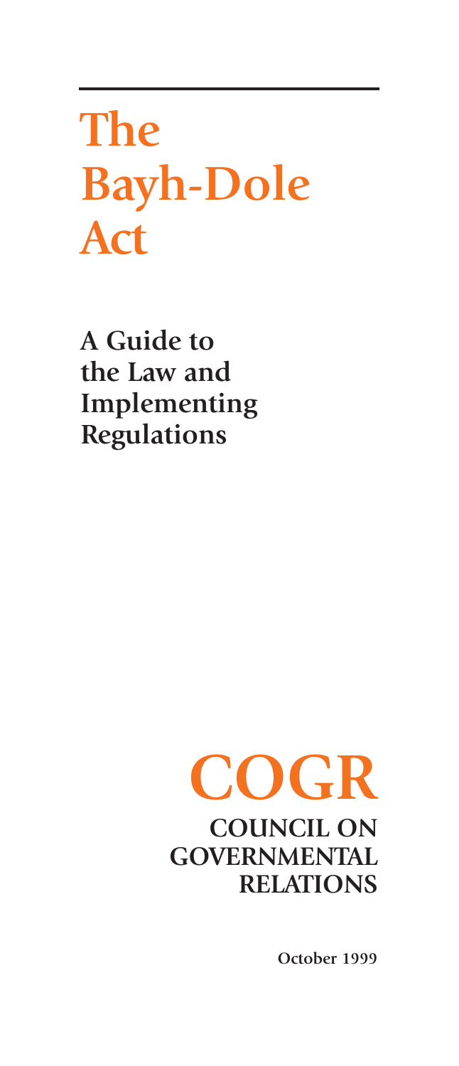# The Bayh-Dole Act

## A Guide to the Law and Implementing Regulations

# COGR

## COUNCIL ON GOVERNMENTAL RELATIONS

October 1999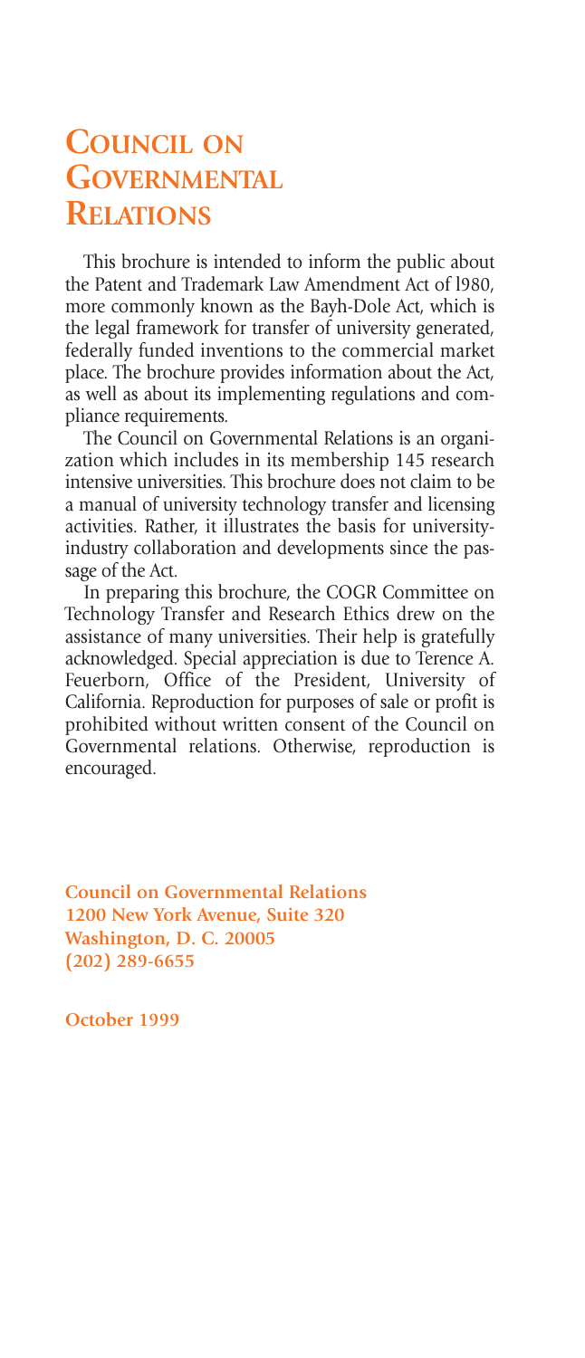# Council on Governmental Relations

This brochure is intended to inform the public about the Patent and Trademark Law Amendment Act of l980, more commonly known as the Bayh-Dole Act, which is the legal framework for transfer of university generated, federally funded inventions to the commercial market place. The brochure provides information about the Act, as well as about its implementing regulations and compliance requirements.

The Council on Governmental Relations is an organization which includes in its membership 145 research intensive universities. This brochure does not claim to be a manual of university technology transfer and licensing activities. Rather, it illustrates the basis for university-industry collaboration and developments since the passage of the Act.

In preparing this brochure, the COGR Committee on Technology Transfer and Research Ethics drew on the assistance of many universities. Their help is gratefully acknowledged. Special appreciation is due to Terence A. Feuerborn, Office of the President, University of California. Reproduction for purposes of sale or profit is prohibited without written consent of the Council on Governmental relations. Otherwise, reproduction is encouraged.

**Council on Governmental Relations**
**1200 New York Avenue, Suite 320**
**Washington, D. C. 20005**
**(202) 289-6655**

**October 1999**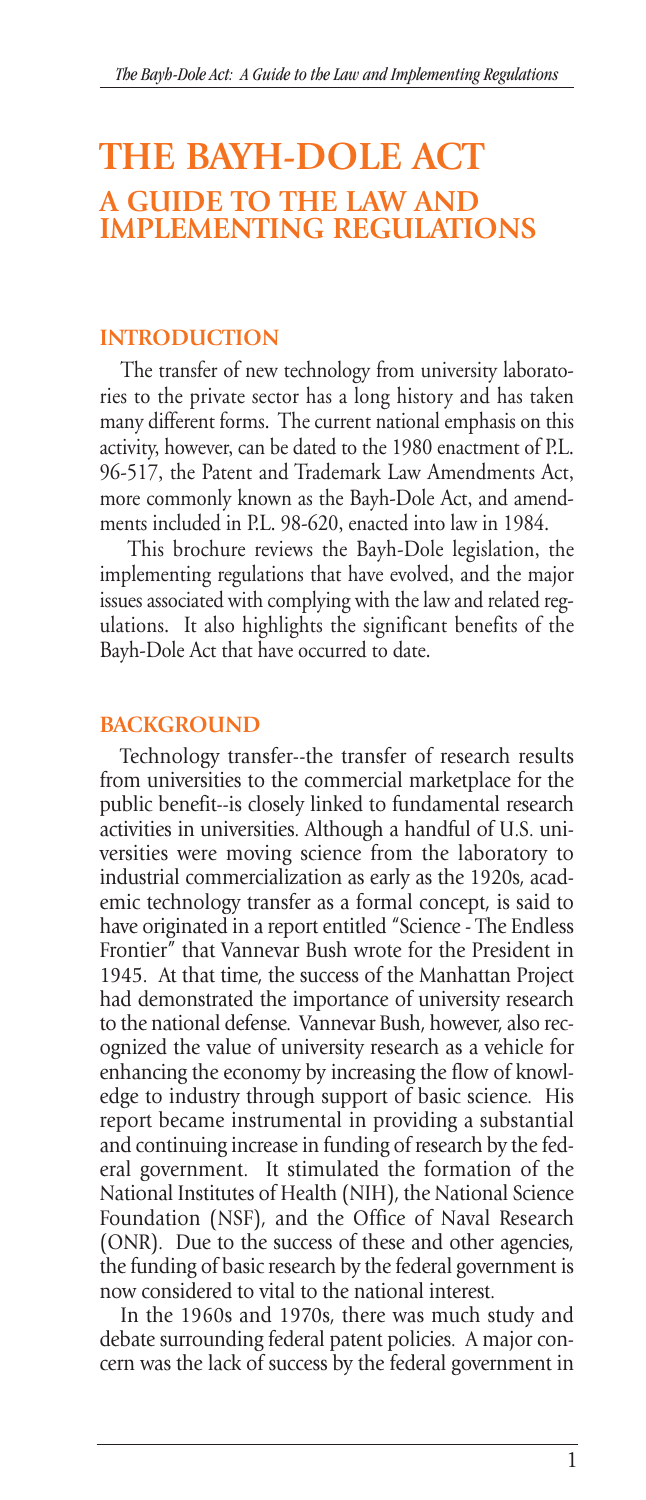# THE BAYH-DOLE ACT
## A GUIDE TO THE LAW AND IMPLEMENTING REGULATIONS

### INTRODUCTION

The transfer of new technology from university laboratories to the private sector has a long history and has taken many different forms. The current national emphasis on this activity, however, can be dated to the 1980 enactment of P.L. 96-517, the Patent and Trademark Law Amendments Act, more commonly known as the Bayh-Dole Act, and amendments included in P.L. 98-620, enacted into law in 1984.

This brochure reviews the Bayh-Dole legislation, the implementing regulations that have evolved, and the major issues associated with complying with the law and related regulations. It also highlights the significant benefits of the Bayh-Dole Act that have occurred to date.

### BACKGROUND

Technology transfer--the transfer of research results from universities to the commercial marketplace for the public benefit--is closely linked to fundamental research activities in universities. Although a handful of U.S. universities were moving science from the laboratory to industrial commercialization as early as the 1920s, academic technology transfer as a formal concept, is said to have originated in a report entitled "Science - The Endless Frontier" that Vannevar Bush wrote for the President in 1945. At that time, the success of the Manhattan Project had demonstrated the importance of university research to the national defense. Vannevar Bush, however, also recognized the value of university research as a vehicle for enhancing the economy by increasing the flow of knowledge to industry through support of basic science. His report became instrumental in providing a substantial and continuing increase in funding of research by the federal government. It stimulated the formation of the National Institutes of Health (NIH), the National Science Foundation (NSF), and the Office of Naval Research (ONR). Due to the success of these and other agencies, the funding of basic research by the federal government is now considered to vital to the national interest.

In the 1960s and 1970s, there was much study and debate surrounding federal patent policies. A major concern was the lack of success by the federal government in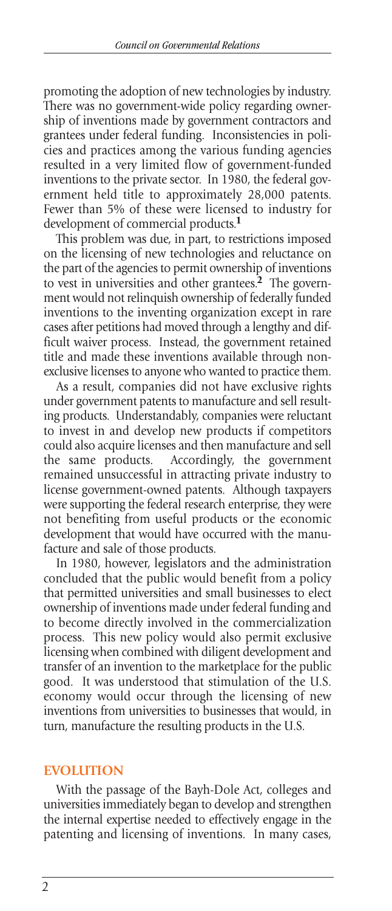promoting the adoption of new technologies by industry. There was no government-wide policy regarding ownership of inventions made by government contractors and grantees under federal funding. Inconsistencies in policies and practices among the various funding agencies resulted in a very limited flow of government-funded inventions to the private sector. In 1980, the federal government held title to approximately 28,000 patents. Fewer than 5% of these were licensed to industry for development of commercial products.[1]

This problem was due, in part, to restrictions imposed on the licensing of new technologies and reluctance on the part of the agencies to permit ownership of inventions to vest in universities and other grantees.[2] The government would not relinquish ownership of federally funded inventions to the inventing organization except in rare cases after petitions had moved through a lengthy and difficult waiver process. Instead, the government retained title and made these inventions available through nonexclusive licenses to anyone who wanted to practice them.

As a result, companies did not have exclusive rights under government patents to manufacture and sell resulting products. Understandably, companies were reluctant to invest in and develop new products if competitors could also acquire licenses and then manufacture and sell the same products. Accordingly, the government remained unsuccessful in attracting private industry to license government-owned patents. Although taxpayers were supporting the federal research enterprise, they were not benefiting from useful products or the economic development that would have occurred with the manufacture and sale of those products.

In 1980, however, legislators and the administration concluded that the public would benefit from a policy that permitted universities and small businesses to elect ownership of inventions made under federal funding and to become directly involved in the commercialization process. This new policy would also permit exclusive licensing when combined with diligent development and transfer of an invention to the marketplace for the public good. It was understood that stimulation of the U.S. economy would occur through the licensing of new inventions from universities to businesses that would, in turn, manufacture the resulting products in the U.S.

## EVOLUTION

With the passage of the Bayh-Dole Act, colleges and universities immediately began to develop and strengthen the internal expertise needed to effectively engage in the patenting and licensing of inventions. In many cases,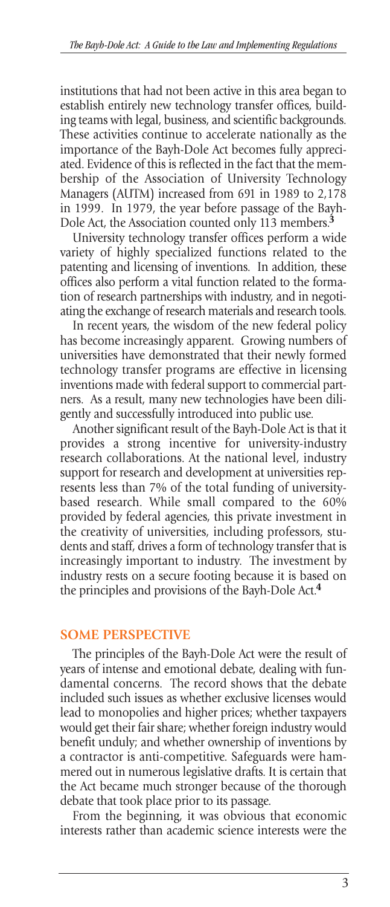institutions that had not been active in this area began to establish entirely new technology transfer offices, building teams with legal, business, and scientific backgrounds. These activities continue to accelerate nationally as the importance of the Bayh-Dole Act becomes fully appreciated. Evidence of this is reflected in the fact that the membership of the Association of University Technology Managers (AUTM) increased from 691 in 1989 to 2,178 in 1999. In 1979, the year before passage of the Bayh-Dole Act, the Association counted only 113 members.[3]

University technology transfer offices perform a wide variety of highly specialized functions related to the patenting and licensing of inventions. In addition, these offices also perform a vital function related to the formation of research partnerships with industry, and in negotiating the exchange of research materials and research tools.

In recent years, the wisdom of the new federal policy has become increasingly apparent. Growing numbers of universities have demonstrated that their newly formed technology transfer programs are effective in licensing inventions made with federal support to commercial partners. As a result, many new technologies have been diligently and successfully introduced into public use.

Another significant result of the Bayh-Dole Act is that it provides a strong incentive for university-industry research collaborations. At the national level, industry support for research and development at universities represents less than 7% of the total funding of university-based research. While small compared to the 60% provided by federal agencies, this private investment in the creativity of universities, including professors, students and staff, drives a form of technology transfer that is increasingly important to industry. The investment by industry rests on a secure footing because it is based on the principles and provisions of the Bayh-Dole Act.[4]

## SOME PERSPECTIVE

The principles of the Bayh-Dole Act were the result of years of intense and emotional debate, dealing with fundamental concerns. The record shows that the debate included such issues as whether exclusive licenses would lead to monopolies and higher prices; whether taxpayers would get their fair share; whether foreign industry would benefit unduly; and whether ownership of inventions by a contractor is anti-competitive. Safeguards were hammered out in numerous legislative drafts. It is certain that the Act became much stronger because of the thorough debate that took place prior to its passage.

From the beginning, it was obvious that economic interests rather than academic science interests were the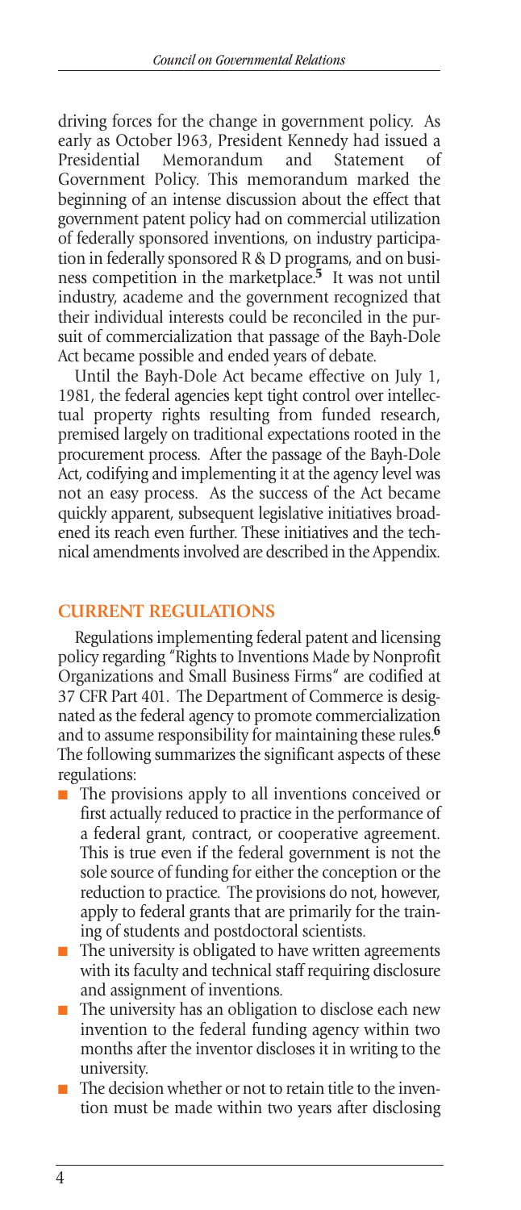driving forces for the change in government policy. As early as October l963, President Kennedy had issued a Presidential Memorandum and Statement of Government Policy. This memorandum marked the beginning of an intense discussion about the effect that government patent policy had on commercial utilization of federally sponsored inventions, on industry participation in federally sponsored R & D programs, and on business competition in the marketplace.[5] It was not until industry, academe and the government recognized that their individual interests could be reconciled in the pursuit of commercialization that passage of the Bayh-Dole Act became possible and ended years of debate.

Until the Bayh-Dole Act became effective on July 1, 1981, the federal agencies kept tight control over intellectual property rights resulting from funded research, premised largely on traditional expectations rooted in the procurement process. After the passage of the Bayh-Dole Act, codifying and implementing it at the agency level was not an easy process. As the success of the Act became quickly apparent, subsequent legislative initiatives broadened its reach even further. These initiatives and the technical amendments involved are described in the Appendix.

## CURRENT REGULATIONS

Regulations implementing federal patent and licensing policy regarding "Rights to Inventions Made by Nonprofit Organizations and Small Business Firms" are codified at 37 CFR Part 401. The Department of Commerce is designated as the federal agency to promote commercialization and to assume responsibility for maintaining these rules.[6] The following summarizes the significant aspects of these regulations:

- The provisions apply to all inventions conceived or first actually reduced to practice in the performance of a federal grant, contract, or cooperative agreement. This is true even if the federal government is not the sole source of funding for either the conception or the reduction to practice. The provisions do not, however, apply to federal grants that are primarily for the training of students and postdoctoral scientists.
- The university is obligated to have written agreements with its faculty and technical staff requiring disclosure and assignment of inventions.
- The university has an obligation to disclose each new invention to the federal funding agency within two months after the inventor discloses it in writing to the university.
- The decision whether or not to retain title to the invention must be made within two years after disclosing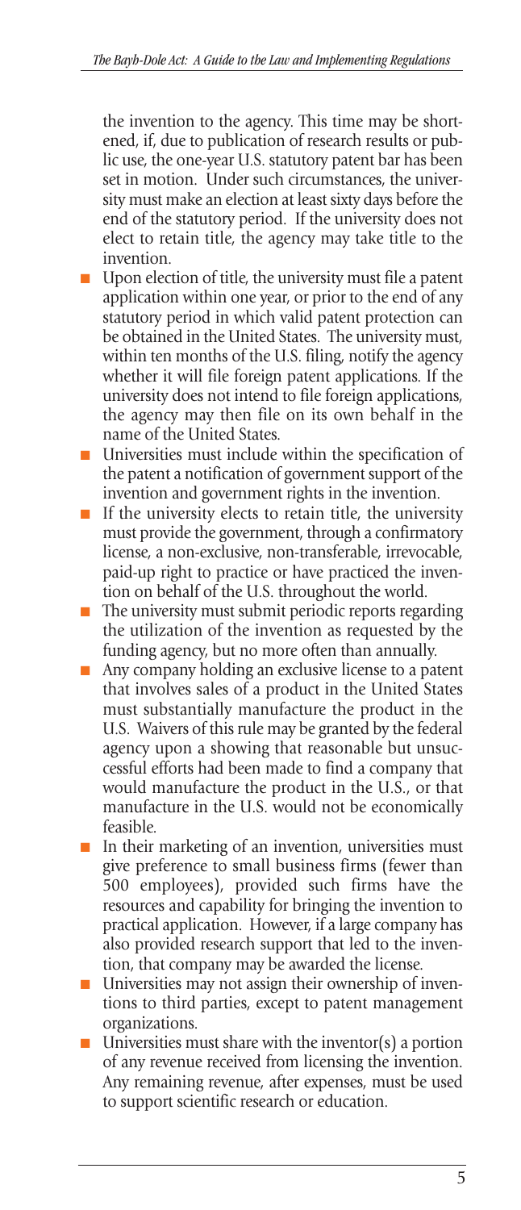the invention to the agency. This time may be shortened, if, due to publication of research results or public use, the one-year U.S. statutory patent bar has been set in motion. Under such circumstances, the university must make an election at least sixty days before the end of the statutory period. If the university does not elect to retain title, the agency may take title to the invention.

- Upon election of title, the university must file a patent application within one year, or prior to the end of any statutory period in which valid patent protection can be obtained in the United States. The university must, within ten months of the U.S. filing, notify the agency whether it will file foreign patent applications. If the university does not intend to file foreign applications, the agency may then file on its own behalf in the name of the United States.
- Universities must include within the specification of the patent a notification of government support of the invention and government rights in the invention.
- If the university elects to retain title, the university must provide the government, through a confirmatory license, a non-exclusive, non-transferable, irrevocable, paid-up right to practice or have practiced the invention on behalf of the U.S. throughout the world.
- The university must submit periodic reports regarding the utilization of the invention as requested by the funding agency, but no more often than annually.
- Any company holding an exclusive license to a patent that involves sales of a product in the United States must substantially manufacture the product in the U.S. Waivers of this rule may be granted by the federal agency upon a showing that reasonable but unsuccessful efforts had been made to find a company that would manufacture the product in the U.S., or that manufacture in the U.S. would not be economically feasible.
- In their marketing of an invention, universities must give preference to small business firms (fewer than 500 employees), provided such firms have the resources and capability for bringing the invention to practical application. However, if a large company has also provided research support that led to the invention, that company may be awarded the license.
- Universities may not assign their ownership of inventions to third parties, except to patent management organizations.
- Universities must share with the inventor(s) a portion of any revenue received from licensing the invention. Any remaining revenue, after expenses, must be used to support scientific research or education.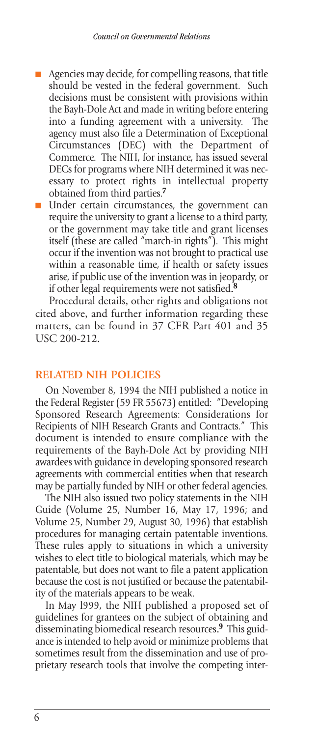- Agencies may decide, for compelling reasons, that title should be vested in the federal government. Such decisions must be consistent with provisions within the Bayh-Dole Act and made in writing before entering into a funding agreement with a university. The agency must also file a Determination of Exceptional Circumstances (DEC) with the Department of Commerce. The NIH, for instance, has issued several DECs for programs where NIH determined it was necessary to protect rights in intellectual property obtained from third parties.[7]
- Under certain circumstances, the government can require the university to grant a license to a third party, or the government may take title and grant licenses itself (these are called "march-in rights"). This might occur if the invention was not brought to practical use within a reasonable time, if health or safety issues arise, if public use of the invention was in jeopardy, or if other legal requirements were not satisfied.[8]

Procedural details, other rights and obligations not cited above, and further information regarding these matters, can be found in 37 CFR Part 401 and 35 USC 200-212.

## RELATED NIH POLICIES

On November 8, 1994 the NIH published a notice in the Federal Register (59 FR 55673) entitled: "Developing Sponsored Research Agreements: Considerations for Recipients of NIH Research Grants and Contracts." This document is intended to ensure compliance with the requirements of the Bayh-Dole Act by providing NIH awardees with guidance in developing sponsored research agreements with commercial entities when that research may be partially funded by NIH or other federal agencies.

The NIH also issued two policy statements in the NIH Guide (Volume 25, Number 16, May 17, 1996; and Volume 25, Number 29, August 30, 1996) that establish procedures for managing certain patentable inventions. These rules apply to situations in which a university wishes to elect title to biological materials, which may be patentable, but does not want to file a patent application because the cost is not justified or because the patentability of the materials appears to be weak.

In May l999, the NIH published a proposed set of guidelines for grantees on the subject of obtaining and disseminating biomedical research resources.[9] This guidance is intended to help avoid or minimize problems that sometimes result from the dissemination and use of proprietary research tools that involve the competing inter-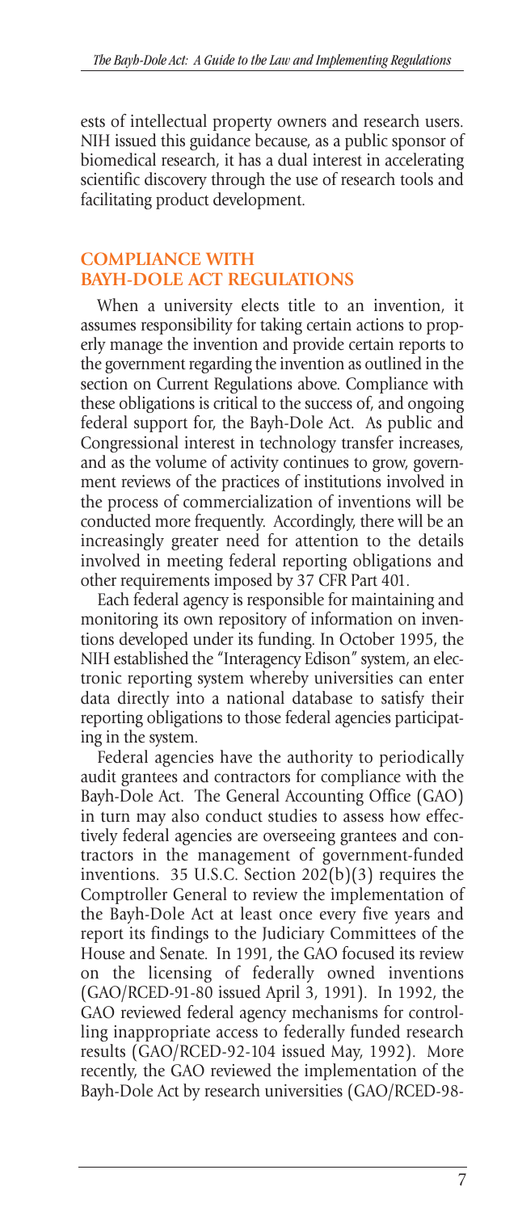ests of intellectual property owners and research users. NIH issued this guidance because, as a public sponsor of biomedical research, it has a dual interest in accelerating scientific discovery through the use of research tools and facilitating product development.

## COMPLIANCE WITH BAYH-DOLE ACT REGULATIONS

When a university elects title to an invention, it assumes responsibility for taking certain actions to properly manage the invention and provide certain reports to the government regarding the invention as outlined in the section on Current Regulations above. Compliance with these obligations is critical to the success of, and ongoing federal support for, the Bayh-Dole Act. As public and Congressional interest in technology transfer increases, and as the volume of activity continues to grow, government reviews of the practices of institutions involved in the process of commercialization of inventions will be conducted more frequently. Accordingly, there will be an increasingly greater need for attention to the details involved in meeting federal reporting obligations and other requirements imposed by 37 CFR Part 401.

Each federal agency is responsible for maintaining and monitoring its own repository of information on inventions developed under its funding. In October 1995, the NIH established the "Interagency Edison" system, an electronic reporting system whereby universities can enter data directly into a national database to satisfy their reporting obligations to those federal agencies participating in the system.

Federal agencies have the authority to periodically audit grantees and contractors for compliance with the Bayh-Dole Act. The General Accounting Office (GAO) in turn may also conduct studies to assess how effectively federal agencies are overseeing grantees and contractors in the management of government-funded inventions. 35 U.S.C. Section 202(b)(3) requires the Comptroller General to review the implementation of the Bayh-Dole Act at least once every five years and report its findings to the Judiciary Committees of the House and Senate. In 1991, the GAO focused its review on the licensing of federally owned inventions (GAO/RCED-91-80 issued April 3, 1991). In 1992, the GAO reviewed federal agency mechanisms for controlling inappropriate access to federally funded research results (GAO/RCED-92-104 issued May, 1992). More recently, the GAO reviewed the implementation of the Bayh-Dole Act by research universities (GAO/RCED-98-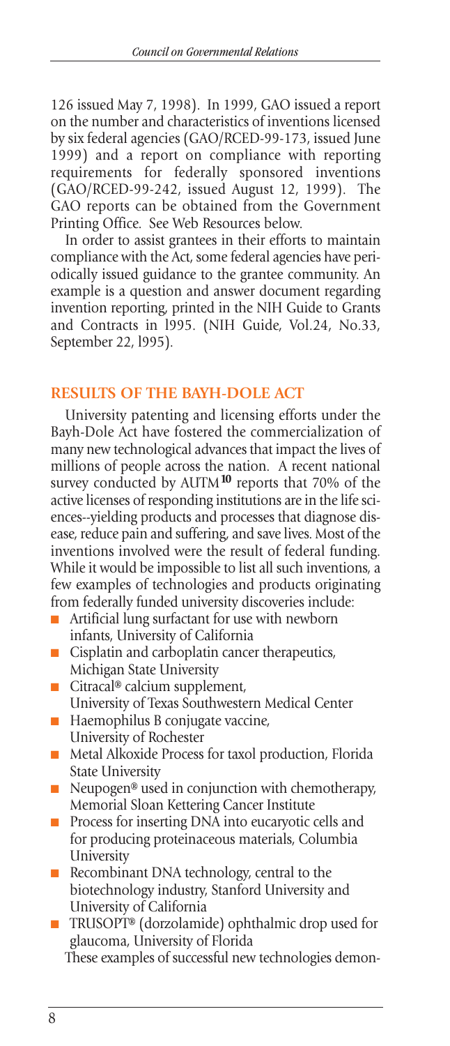126 issued May 7, 1998). In 1999, GAO issued a report on the number and characteristics of inventions licensed by six federal agencies (GAO/RCED-99-173, issued June 1999) and a report on compliance with reporting requirements for federally sponsored inventions (GAO/RCED-99-242, issued August 12, 1999). The GAO reports can be obtained from the Government Printing Office. See Web Resources below.

In order to assist grantees in their efforts to maintain compliance with the Act, some federal agencies have periodically issued guidance to the grantee community. An example is a question and answer document regarding invention reporting, printed in the NIH Guide to Grants and Contracts in l995. (NIH Guide, Vol.24, No.33, September 22, l995).

## RESULTS OF THE BAYH-DOLE ACT

University patenting and licensing efforts under the Bayh-Dole Act have fostered the commercialization of many new technological advances that impact the lives of millions of people across the nation. A recent national survey conducted by AUTM[10] reports that 70% of the active licenses of responding institutions are in the life sciences--yielding products and processes that diagnose disease, reduce pain and suffering, and save lives. Most of the inventions involved were the result of federal funding. While it would be impossible to list all such inventions, a few examples of technologies and products originating from federally funded university discoveries include:

- Artificial lung surfactant for use with newborn infants, University of California
- Cisplatin and carboplatin cancer therapeutics, Michigan State University
- Citracal® calcium supplement, University of Texas Southwestern Medical Center
- Haemophilus B conjugate vaccine, University of Rochester
- Metal Alkoxide Process for taxol production, Florida State University
- Neupogen® used in conjunction with chemotherapy, Memorial Sloan Kettering Cancer Institute
- Process for inserting DNA into eucaryotic cells and for producing proteinaceous materials, Columbia University
- Recombinant DNA technology, central to the biotechnology industry, Stanford University and University of California
- TRUSOPT® (dorzolamide) ophthalmic drop used for glaucoma, University of Florida

These examples of successful new technologies demon-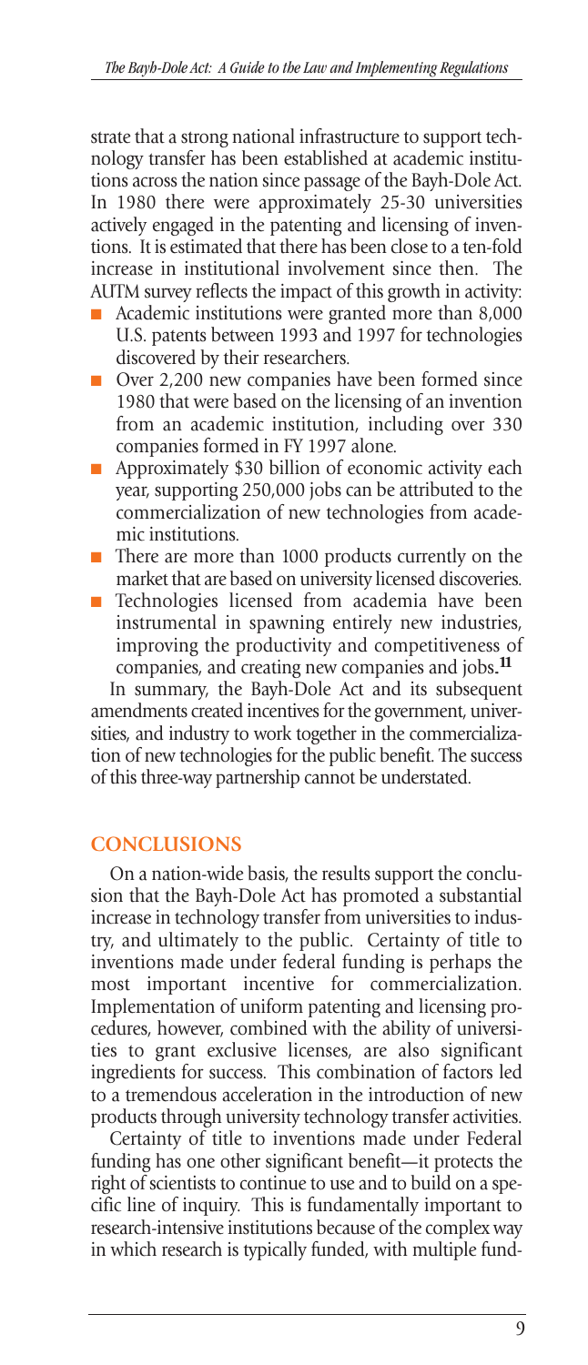strate that a strong national infrastructure to support technology transfer has been established at academic institutions across the nation since passage of the Bayh-Dole Act. In 1980 there were approximately 25-30 universities actively engaged in the patenting and licensing of inventions. It is estimated that there has been close to a ten-fold increase in institutional involvement since then. The AUTM survey reflects the impact of this growth in activity:

- Academic institutions were granted more than 8,000 U.S. patents between 1993 and 1997 for technologies discovered by their researchers.
- Over 2,200 new companies have been formed since 1980 that were based on the licensing of an invention from an academic institution, including over 330 companies formed in FY 1997 alone.
- Approximately $30 billion of economic activity each year, supporting 250,000 jobs can be attributed to the commercialization of new technologies from academic institutions.
- There are more than 1000 products currently on the market that are based on university licensed discoveries.
- Technologies licensed from academia have been instrumental in spawning entirely new industries, improving the productivity and competitiveness of companies, and creating new companies and jobs.[11]

In summary, the Bayh-Dole Act and its subsequent amendments created incentives for the government, universities, and industry to work together in the commercialization of new technologies for the public benefit. The success of this three-way partnership cannot be understated.

## CONCLUSIONS

On a nation-wide basis, the results support the conclusion that the Bayh-Dole Act has promoted a substantial increase in technology transfer from universities to industry, and ultimately to the public. Certainty of title to inventions made under federal funding is perhaps the most important incentive for commercialization. Implementation of uniform patenting and licensing procedures, however, combined with the ability of universities to grant exclusive licenses, are also significant ingredients for success. This combination of factors led to a tremendous acceleration in the introduction of new products through university technology transfer activities.

Certainty of title to inventions made under Federal funding has one other significant benefit—it protects the right of scientists to continue to use and to build on a specific line of inquiry. This is fundamentally important to research-intensive institutions because of the complex way in which research is typically funded, with multiple fund-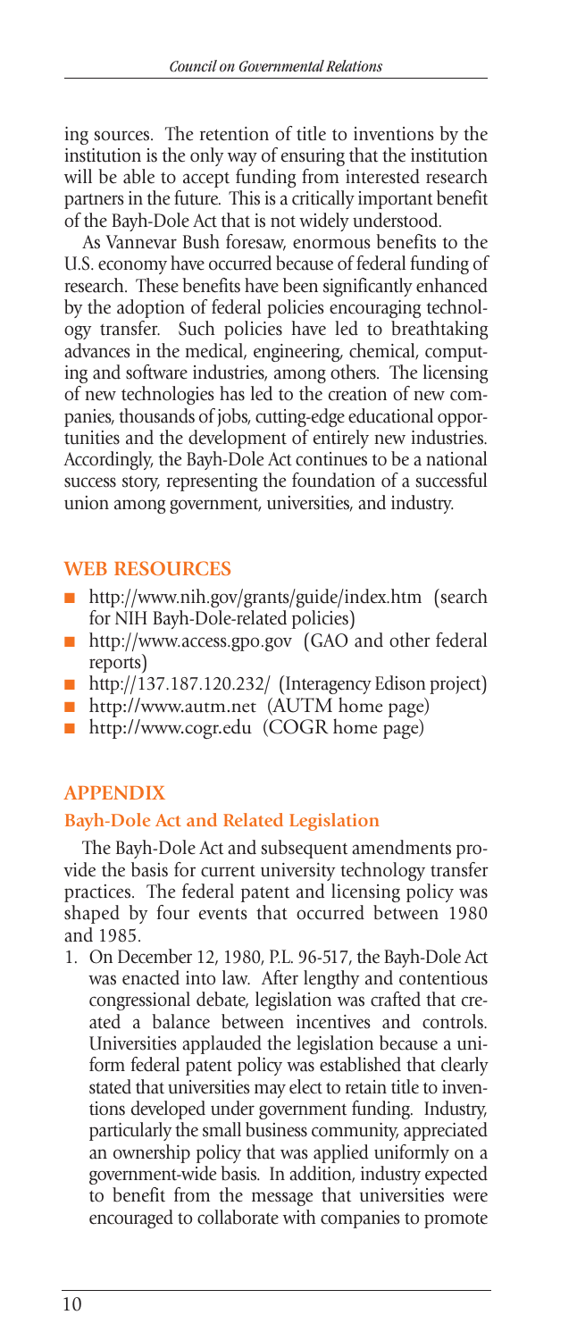ing sources. The retention of title to inventions by the institution is the only way of ensuring that the institution will be able to accept funding from interested research partners in the future. This is a critically important benefit of the Bayh-Dole Act that is not widely understood.

As Vannevar Bush foresaw, enormous benefits to the U.S. economy have occurred because of federal funding of research. These benefits have been significantly enhanced by the adoption of federal policies encouraging technology transfer. Such policies have led to breathtaking advances in the medical, engineering, chemical, computing and software industries, among others. The licensing of new technologies has led to the creation of new companies, thousands of jobs, cutting-edge educational opportunities and the development of entirely new industries. Accordingly, the Bayh-Dole Act continues to be a national success story, representing the foundation of a successful union among government, universities, and industry.

## WEB RESOURCES

- http://www.nih.gov/grants/guide/index.htm (search for NIH Bayh-Dole-related policies)
- http://www.access.gpo.gov (GAO and other federal reports)
- http://137.187.120.232/ (Interagency Edison project)
- http://www.autm.net (AUTM home page)
- http://www.cogr.edu (COGR home page)

## APPENDIX

### Bayh-Dole Act and Related Legislation

The Bayh-Dole Act and subsequent amendments provide the basis for current university technology transfer practices. The federal patent and licensing policy was shaped by four events that occurred between 1980 and 1985.

1. On December 12, 1980, P.L. 96-517, the Bayh-Dole Act was enacted into law. After lengthy and contentious congressional debate, legislation was crafted that created a balance between incentives and controls. Universities applauded the legislation because a uniform federal patent policy was established that clearly stated that universities may elect to retain title to inventions developed under government funding. Industry, particularly the small business community, appreciated an ownership policy that was applied uniformly on a government-wide basis. In addition, industry expected to benefit from the message that universities were encouraged to collaborate with companies to promote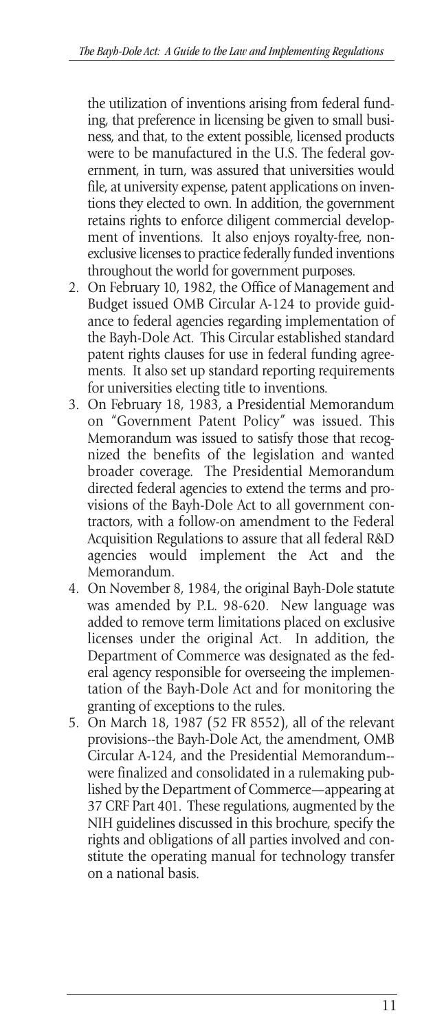the utilization of inventions arising from federal funding, that preference in licensing be given to small business, and that, to the extent possible, licensed products were to be manufactured in the U.S. The federal government, in turn, was assured that universities would file, at university expense, patent applications on inventions they elected to own. In addition, the government retains rights to enforce diligent commercial development of inventions. It also enjoys royalty-free, nonexclusive licenses to practice federally funded inventions throughout the world for government purposes.

2. On February 10, 1982, the Office of Management and Budget issued OMB Circular A-124 to provide guidance to federal agencies regarding implementation of the Bayh-Dole Act. This Circular established standard patent rights clauses for use in federal funding agreements. It also set up standard reporting requirements for universities electing title to inventions.
3. On February 18, 1983, a Presidential Memorandum on "Government Patent Policy" was issued. This Memorandum was issued to satisfy those that recognized the benefits of the legislation and wanted broader coverage. The Presidential Memorandum directed federal agencies to extend the terms and provisions of the Bayh-Dole Act to all government contractors, with a follow-on amendment to the Federal Acquisition Regulations to assure that all federal R&D agencies would implement the Act and the Memorandum.
4. On November 8, 1984, the original Bayh-Dole statute was amended by P.L. 98-620. New language was added to remove term limitations placed on exclusive licenses under the original Act. In addition, the Department of Commerce was designated as the federal agency responsible for overseeing the implementation of the Bayh-Dole Act and for monitoring the granting of exceptions to the rules.
5. On March 18, 1987 (52 FR 8552), all of the relevant provisions--the Bayh-Dole Act, the amendment, OMB Circular A-124, and the Presidential Memorandum--were finalized and consolidated in a rulemaking published by the Department of Commerce—appearing at 37 CRF Part 401. These regulations, augmented by the NIH guidelines discussed in this brochure, specify the rights and obligations of all parties involved and constitute the operating manual for technology transfer on a national basis.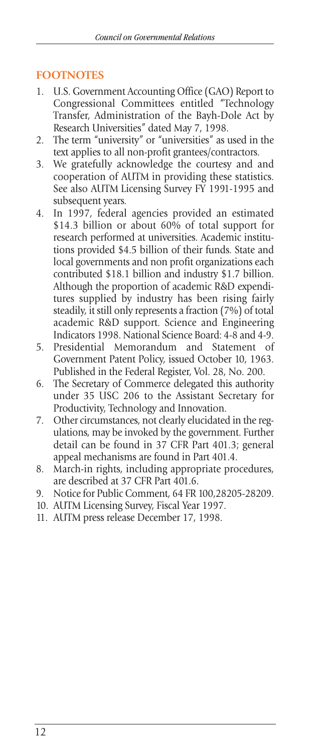## FOOTNOTES

1. U.S. Government Accounting Office (GAO) Report to Congressional Committees entitled "Technology Transfer, Administration of the Bayh-Dole Act by Research Universities" dated May 7, 1998.
2. The term "university" or "universities" as used in the text applies to all non-profit grantees/contractors.
3. We gratefully acknowledge the courtesy and and cooperation of AUTM in providing these statistics. See also AUTM Licensing Survey FY 1991-1995 and subsequent years.
4. In 1997, federal agencies provided an estimated $14.3 billion or about 60% of total support for research performed at universities. Academic institutions provided $4.5 billion of their funds. State and local governments and non profit organizations each contributed $18.1 billion and industry $1.7 billion. Although the proportion of academic R&D expenditures supplied by industry has been rising fairly steadily, it still only represents a fraction (7%) of total academic R&D support. Science and Engineering Indicators 1998. National Science Board: 4-8 and 4-9.
5. Presidential Memorandum and Statement of Government Patent Policy, issued October 10, 1963. Published in the Federal Register, Vol. 28, No. 200.
6. The Secretary of Commerce delegated this authority under 35 USC 206 to the Assistant Secretary for Productivity, Technology and Innovation.
7. Other circumstances, not clearly elucidated in the regulations, may be invoked by the government. Further detail can be found in 37 CFR Part 401.3; general appeal mechanisms are found in Part 401.4.
8. March-in rights, including appropriate procedures, are described at 37 CFR Part 401.6.
9. Notice for Public Comment, 64 FR 100,28205-28209.
10. AUTM Licensing Survey, Fiscal Year 1997.
11. AUTM press release December 17, 1998.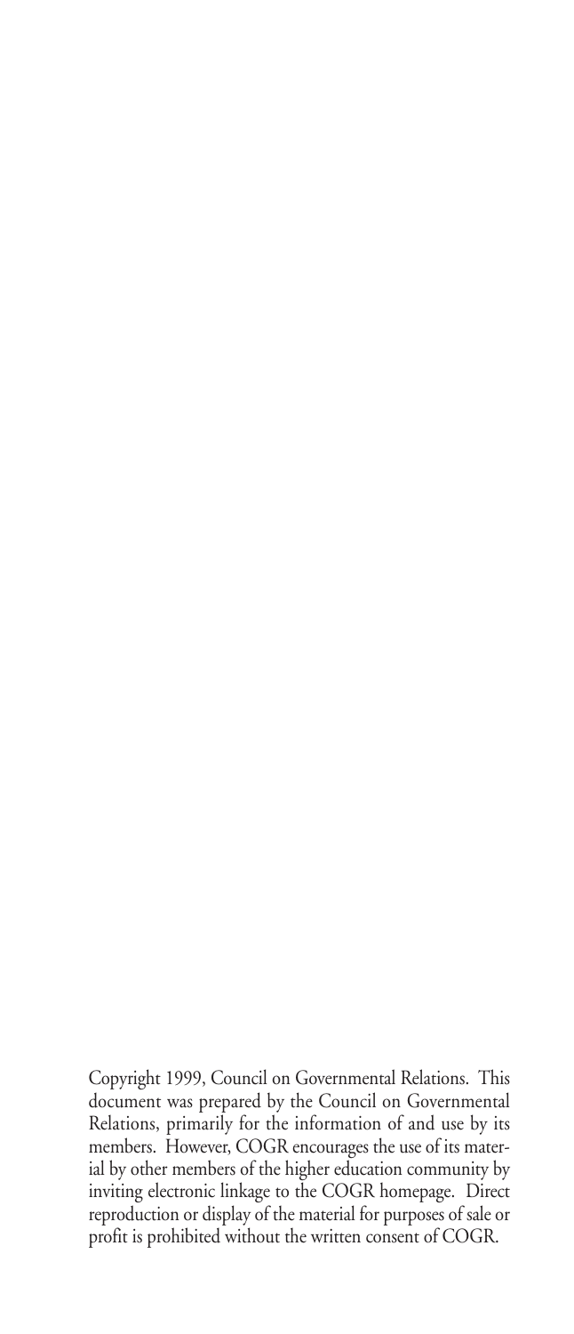Copyright 1999, Council on Governmental Relations. This document was prepared by the Council on Governmental Relations, primarily for the information of and use by its members. However, COGR encourages the use of its material by other members of the higher education community by inviting electronic linkage to the COGR homepage. Direct reproduction or display of the material for purposes of sale or profit is prohibited without the written consent of COGR.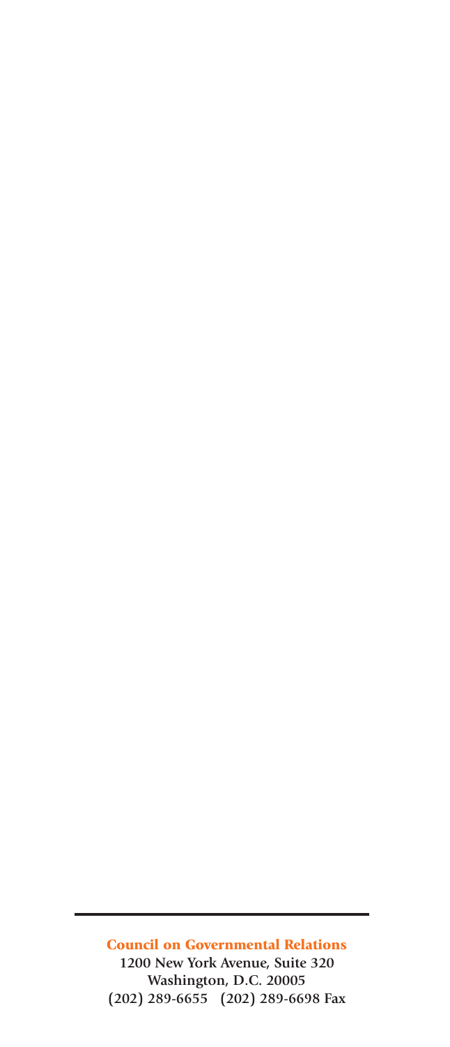---

**Council on Governmental Relations**

**1200 New York Avenue, Suite 320**
**Washington, D.C. 20005**
**(202) 289-6655 (202) 289-6698 Fax**